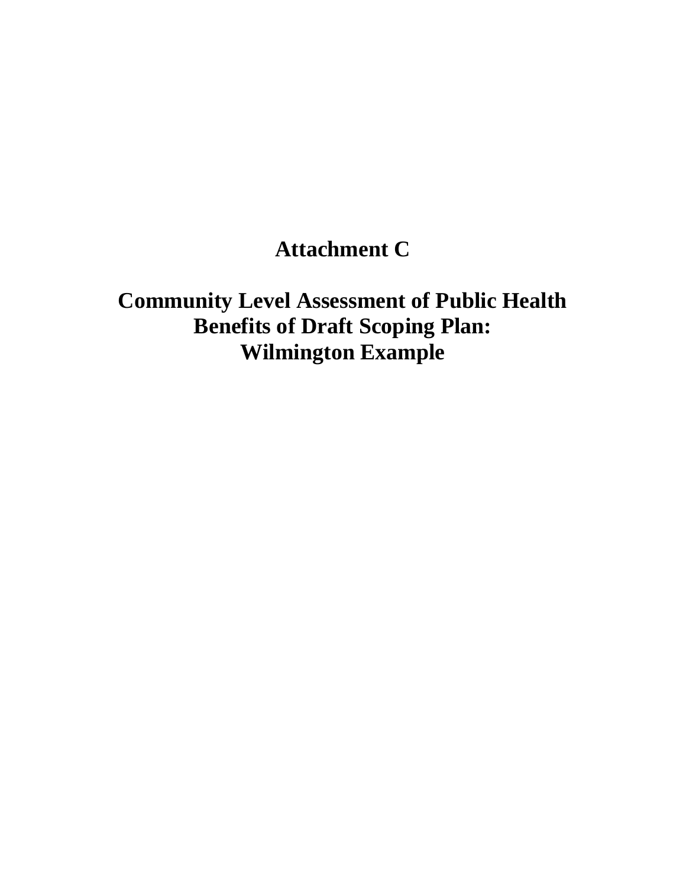# Attachment C

# Community Level Assessment of Public Health Benefits of Draft Scoping Plan: Wilmington Example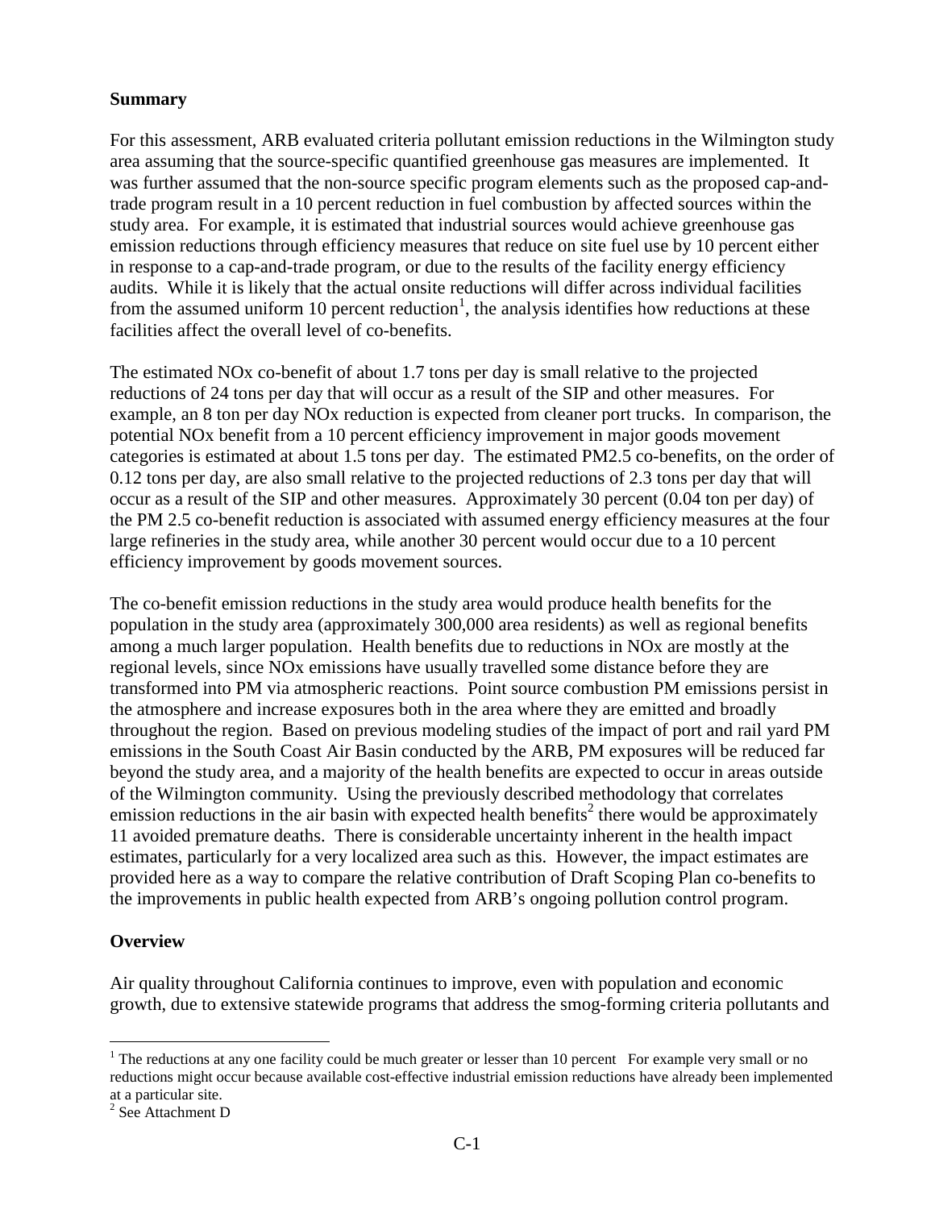**Summary**

For this assessment, ARB evaluated criteria pollutant emission reductions in the Wilmington study area assuming that the source-specific quantified greenhouse gas measures are implemented. It was further assumed that the non-source specific program elements such as the proposed cap-and-trade program result in a 10 percent reduction in fuel combustion by affected sources within the study area. For example, it is estimated that industrial sources would achieve greenhouse gas emission reductions through efficiency measures that reduce on site fuel use by 10 percent either in response to a cap-and-trade program, or due to the results of the facility energy efficiency audits. While it is likely that the actual onsite reductions will differ across individual facilities from the assumed uniform 10 percent reduction[1], the analysis identifies how reductions at these facilities affect the overall level of co-benefits.

The estimated NOx co-benefit of about 1.7 tons per day is small relative to the projected reductions of 24 tons per day that will occur as a result of the SIP and other measures. For example, an 8 ton per day NOx reduction is expected from cleaner port trucks. In comparison, the potential NOx benefit from a 10 percent efficiency improvement in major goods movement categories is estimated at about 1.5 tons per day. The estimated PM2.5 co-benefits, on the order of 0.12 tons per day, are also small relative to the projected reductions of 2.3 tons per day that will occur as a result of the SIP and other measures. Approximately 30 percent (0.04 ton per day) of the PM 2.5 co-benefit reduction is associated with assumed energy efficiency measures at the four large refineries in the study area, while another 30 percent would occur due to a 10 percent efficiency improvement by goods movement sources.

The co-benefit emission reductions in the study area would produce health benefits for the population in the study area (approximately 300,000 area residents) as well as regional benefits among a much larger population. Health benefits due to reductions in NOx are mostly at the regional levels, since NOx emissions have usually travelled some distance before they are transformed into PM via atmospheric reactions. Point source combustion PM emissions persist in the atmosphere and increase exposures both in the area where they are emitted and broadly throughout the region. Based on previous modeling studies of the impact of port and rail yard PM emissions in the South Coast Air Basin conducted by the ARB, PM exposures will be reduced far beyond the study area, and a majority of the health benefits are expected to occur in areas outside of the Wilmington community. Using the previously described methodology that correlates emission reductions in the air basin with expected health benefits[2] there would be approximately 11 avoided premature deaths. There is considerable uncertainty inherent in the health impact estimates, particularly for a very localized area such as this. However, the impact estimates are provided here as a way to compare the relative contribution of Draft Scoping Plan co-benefits to the improvements in public health expected from ARB's ongoing pollution control program.

**Overview**

Air quality throughout California continues to improve, even with population and economic growth, due to extensive statewide programs that address the smog-forming criteria pollutants and

---

[1] The reductions at any one facility could be much greater or lesser than 10 percent For example very small or no reductions might occur because available cost-effective industrial emission reductions have already been implemented at a particular site.

[2] See Attachment D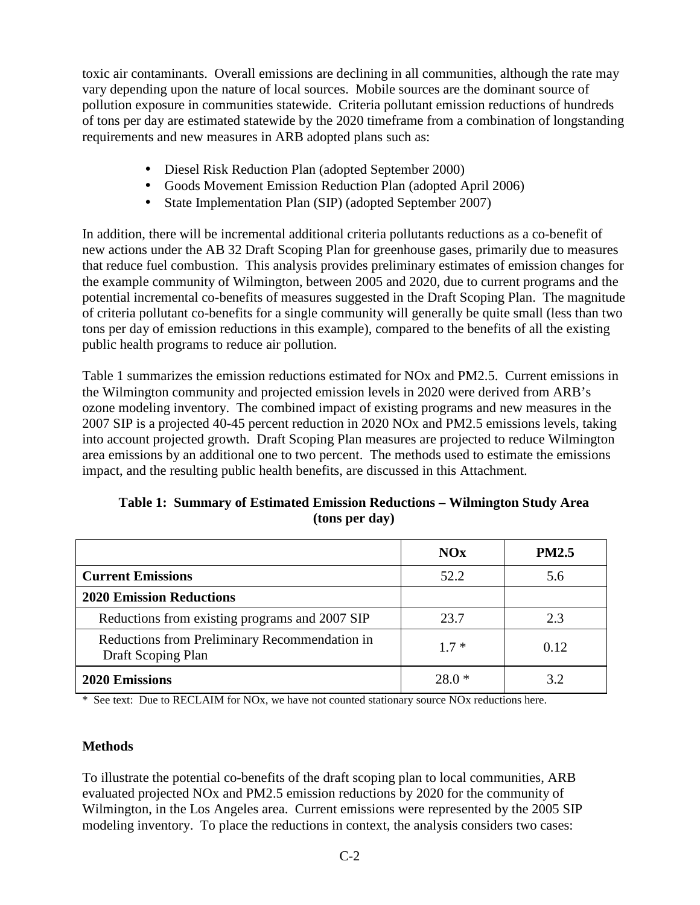toxic air contaminants. Overall emissions are declining in all communities, although the rate may vary depending upon the nature of local sources. Mobile sources are the dominant source of pollution exposure in communities statewide. Criteria pollutant emission reductions of hundreds of tons per day are estimated statewide by the 2020 timeframe from a combination of longstanding requirements and new measures in ARB adopted plans such as:

- Diesel Risk Reduction Plan (adopted September 2000)
- Goods Movement Emission Reduction Plan (adopted April 2006)
- State Implementation Plan (SIP) (adopted September 2007)

In addition, there will be incremental additional criteria pollutants reductions as a co-benefit of new actions under the AB 32 Draft Scoping Plan for greenhouse gases, primarily due to measures that reduce fuel combustion. This analysis provides preliminary estimates of emission changes for the example community of Wilmington, between 2005 and 2020, due to current programs and the potential incremental co-benefits of measures suggested in the Draft Scoping Plan. The magnitude of criteria pollutant co-benefits for a single community will generally be quite small (less than two tons per day of emission reductions in this example), compared to the benefits of all the existing public health programs to reduce air pollution.

Table 1 summarizes the emission reductions estimated for NOx and PM2.5. Current emissions in the Wilmington community and projected emission levels in 2020 were derived from ARB's ozone modeling inventory. The combined impact of existing programs and new measures in the 2007 SIP is a projected 40-45 percent reduction in 2020 NOx and PM2.5 emissions levels, taking into account projected growth. Draft Scoping Plan measures are projected to reduce Wilmington area emissions by an additional one to two percent. The methods used to estimate the emissions impact, and the resulting public health benefits, are discussed in this Attachment.

**Table 1: Summary of Estimated Emission Reductions – Wilmington Study Area (tons per day)**

| | NOx | PM2.5 |
|---|---|---|
| **Current Emissions** | 52.2 | 5.6 |
| **2020 Emission Reductions** | | |
| Reductions from existing programs and 2007 SIP | 23.7 | 2.3 |
| Reductions from Preliminary Recommendation in Draft Scoping Plan | 1.7 * | 0.12 |
| **2020 Emissions** | 28.0 * | 3.2 |

* See text: Due to RECLAIM for NOx, we have not counted stationary source NOx reductions here.

### Methods

To illustrate the potential co-benefits of the draft scoping plan to local communities, ARB evaluated projected NOx and PM2.5 emission reductions by 2020 for the community of Wilmington, in the Los Angeles area. Current emissions were represented by the 2005 SIP modeling inventory. To place the reductions in context, the analysis considers two cases: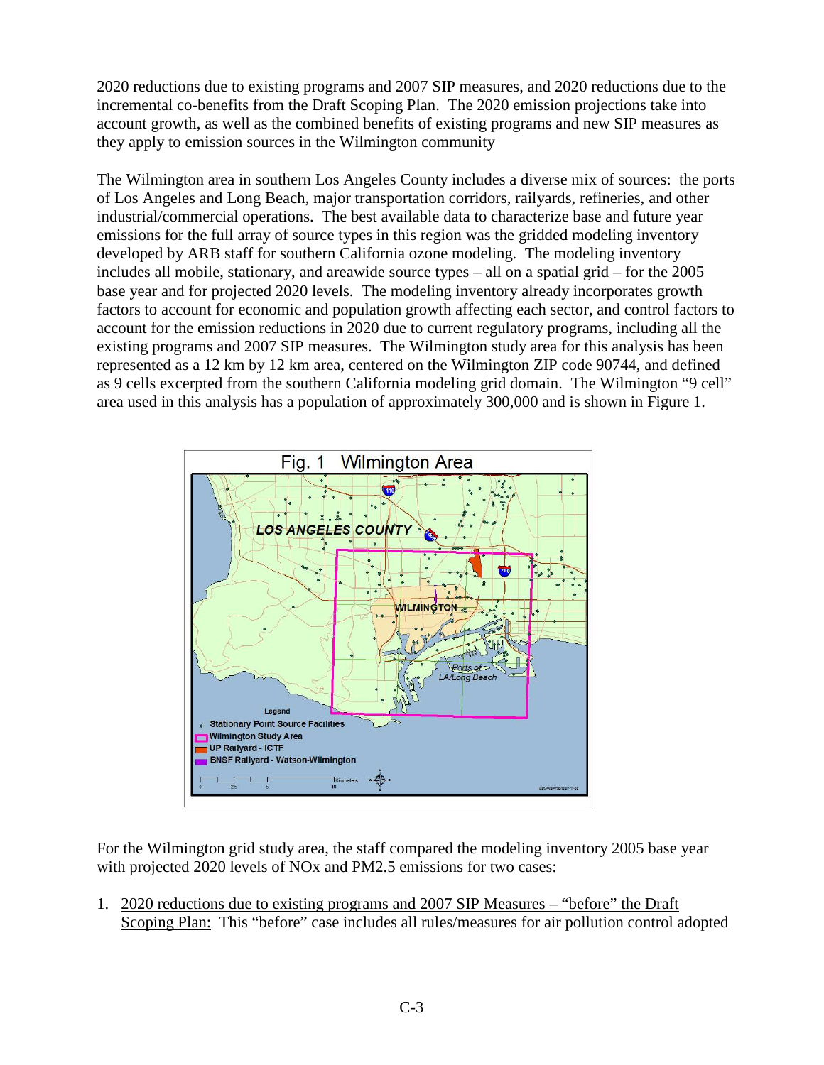2020 reductions due to existing programs and 2007 SIP measures, and 2020 reductions due to the incremental co-benefits from the Draft Scoping Plan. The 2020 emission projections take into account growth, as well as the combined benefits of existing programs and new SIP measures as they apply to emission sources in the Wilmington community

The Wilmington area in southern Los Angeles County includes a diverse mix of sources: the ports of Los Angeles and Long Beach, major transportation corridors, railyards, refineries, and other industrial/commercial operations. The best available data to characterize base and future year emissions for the full array of source types in this region was the gridded modeling inventory developed by ARB staff for southern California ozone modeling. The modeling inventory includes all mobile, stationary, and areawide source types – all on a spatial grid – for the 2005 base year and for projected 2020 levels. The modeling inventory already incorporates growth factors to account for economic and population growth affecting each sector, and control factors to account for the emission reductions in 2020 due to current regulatory programs, including all the existing programs and 2007 SIP measures. The Wilmington study area for this analysis has been represented as a 12 km by 12 km area, centered on the Wilmington ZIP code 90744, and defined as 9 cells excerpted from the southern California modeling grid domain. The Wilmington "9 cell" area used in this analysis has a population of approximately 300,000 and is shown in Figure 1.

Fig. 1 Wilmington Area

For the Wilmington grid study area, the staff compared the modeling inventory 2005 base year with projected 2020 levels of NOx and PM2.5 emissions for two cases:

1. <u>2020 reductions due to existing programs and 2007 SIP Measures – "before" the Draft Scoping Plan:</u> This "before" case includes all rules/measures for air pollution control adopted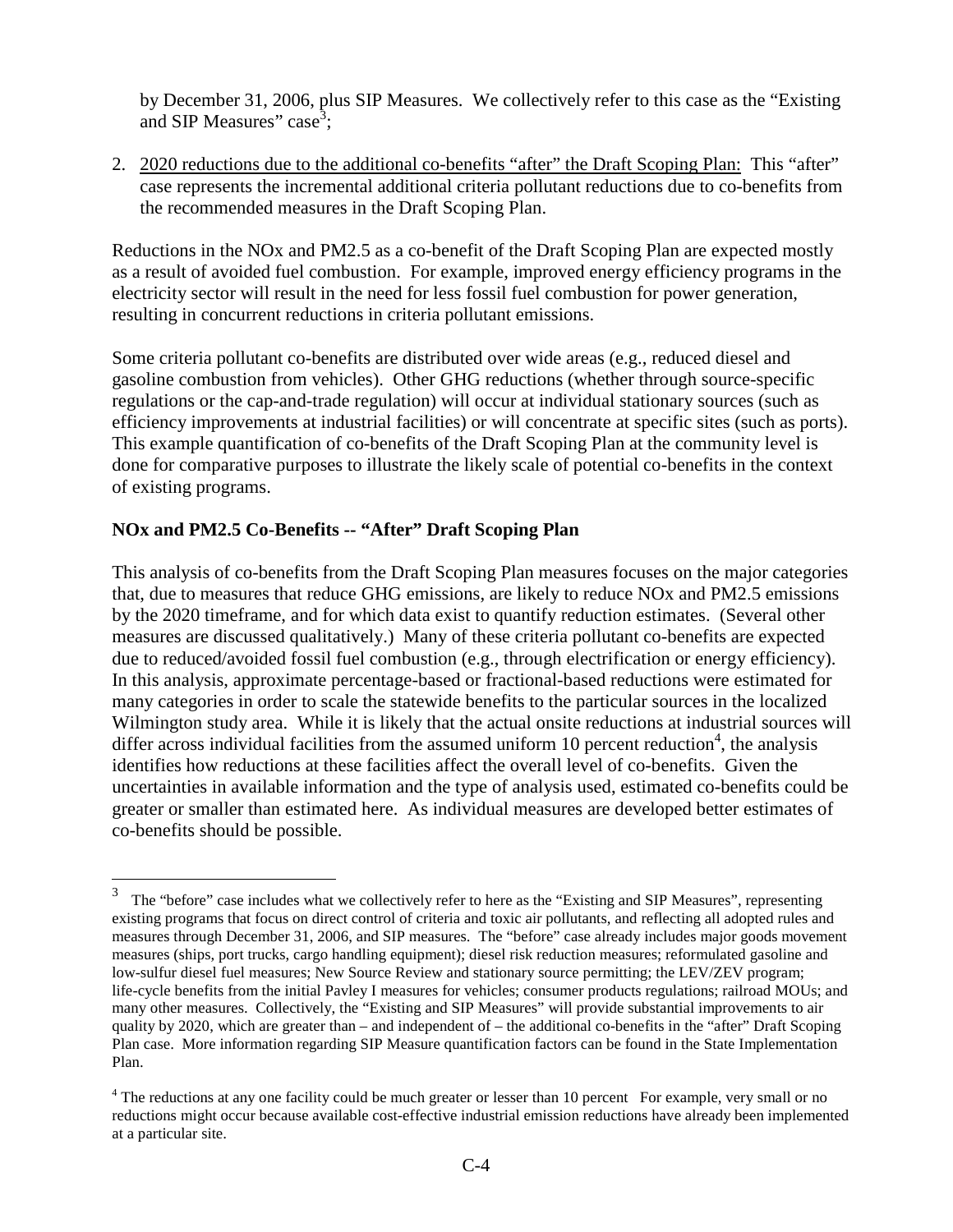by December 31, 2006, plus SIP Measures. We collectively refer to this case as the "Existing and SIP Measures" case[3];

2. 2020 reductions due to the additional co-benefits "after" the Draft Scoping Plan: This "after" case represents the incremental additional criteria pollutant reductions due to co-benefits from the recommended measures in the Draft Scoping Plan.

Reductions in the NOx and PM2.5 as a co-benefit of the Draft Scoping Plan are expected mostly as a result of avoided fuel combustion. For example, improved energy efficiency programs in the electricity sector will result in the need for less fossil fuel combustion for power generation, resulting in concurrent reductions in criteria pollutant emissions.

Some criteria pollutant co-benefits are distributed over wide areas (e.g., reduced diesel and gasoline combustion from vehicles). Other GHG reductions (whether through source-specific regulations or the cap-and-trade regulation) will occur at individual stationary sources (such as efficiency improvements at industrial facilities) or will concentrate at specific sites (such as ports). This example quantification of co-benefits of the Draft Scoping Plan at the community level is done for comparative purposes to illustrate the likely scale of potential co-benefits in the context of existing programs.

**NOx and PM2.5 Co-Benefits -- "After" Draft Scoping Plan**

This analysis of co-benefits from the Draft Scoping Plan measures focuses on the major categories that, due to measures that reduce GHG emissions, are likely to reduce NOx and PM2.5 emissions by the 2020 timeframe, and for which data exist to quantify reduction estimates. (Several other measures are discussed qualitatively.) Many of these criteria pollutant co-benefits are expected due to reduced/avoided fossil fuel combustion (e.g., through electrification or energy efficiency). In this analysis, approximate percentage-based or fractional-based reductions were estimated for many categories in order to scale the statewide benefits to the particular sources in the localized Wilmington study area. While it is likely that the actual onsite reductions at industrial sources will differ across individual facilities from the assumed uniform 10 percent reduction[4], the analysis identifies how reductions at these facilities affect the overall level of co-benefits. Given the uncertainties in available information and the type of analysis used, estimated co-benefits could be greater or smaller than estimated here. As individual measures are developed better estimates of co-benefits should be possible.

---

[3] The "before" case includes what we collectively refer to here as the "Existing and SIP Measures", representing existing programs that focus on direct control of criteria and toxic air pollutants, and reflecting all adopted rules and measures through December 31, 2006, and SIP measures. The "before" case already includes major goods movement measures (ships, port trucks, cargo handling equipment); diesel risk reduction measures; reformulated gasoline and low-sulfur diesel fuel measures; New Source Review and stationary source permitting; the LEV/ZEV program; life-cycle benefits from the initial Pavley I measures for vehicles; consumer products regulations; railroad MOUs; and many other measures. Collectively, the "Existing and SIP Measures" will provide substantial improvements to air quality by 2020, which are greater than – and independent of – the additional co-benefits in the "after" Draft Scoping Plan case. More information regarding SIP Measure quantification factors can be found in the State Implementation Plan.

[4] The reductions at any one facility could be much greater or lesser than 10 percent For example, very small or no reductions might occur because available cost-effective industrial emission reductions have already been implemented at a particular site.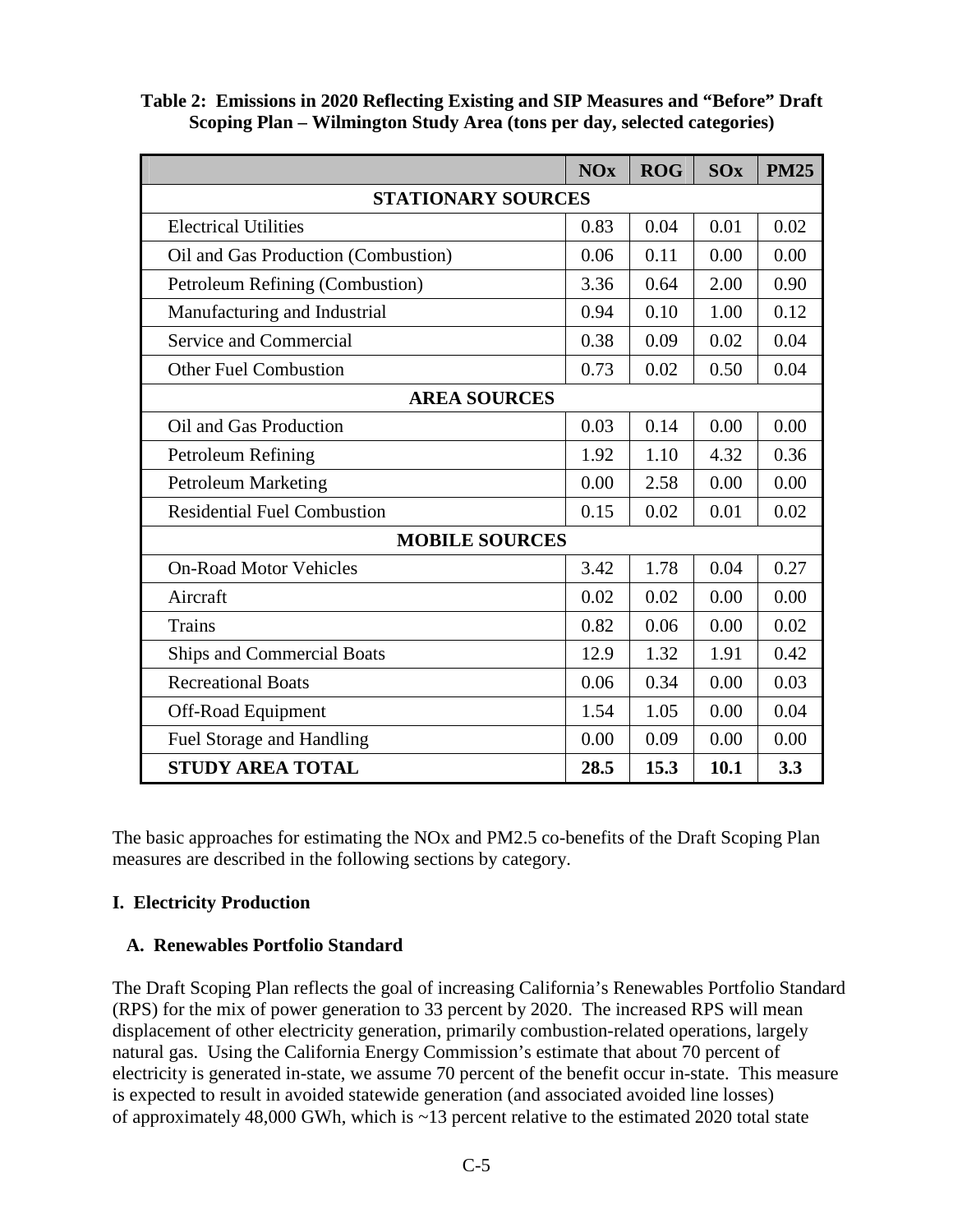**Table 2: Emissions in 2020 Reflecting Existing and SIP Measures and "Before" Draft Scoping Plan – Wilmington Study Area (tons per day, selected categories)**

| | NOx | ROG | SOx | PM25 |
|---|---|---|---|---|
| **STATIONARY SOURCES** | | | | |
| Electrical Utilities | 0.83 | 0.04 | 0.01 | 0.02 |
| Oil and Gas Production (Combustion) | 0.06 | 0.11 | 0.00 | 0.00 |
| Petroleum Refining (Combustion) | 3.36 | 0.64 | 2.00 | 0.90 |
| Manufacturing and Industrial | 0.94 | 0.10 | 1.00 | 0.12 |
| Service and Commercial | 0.38 | 0.09 | 0.02 | 0.04 |
| Other Fuel Combustion | 0.73 | 0.02 | 0.50 | 0.04 |
| **AREA SOURCES** | | | | |
| Oil and Gas Production | 0.03 | 0.14 | 0.00 | 0.00 |
| Petroleum Refining | 1.92 | 1.10 | 4.32 | 0.36 |
| Petroleum Marketing | 0.00 | 2.58 | 0.00 | 0.00 |
| Residential Fuel Combustion | 0.15 | 0.02 | 0.01 | 0.02 |
| **MOBILE SOURCES** | | | | |
| On-Road Motor Vehicles | 3.42 | 1.78 | 0.04 | 0.27 |
| Aircraft | 0.02 | 0.02 | 0.00 | 0.00 |
| Trains | 0.82 | 0.06 | 0.00 | 0.02 |
| Ships and Commercial Boats | 12.9 | 1.32 | 1.91 | 0.42 |
| Recreational Boats | 0.06 | 0.34 | 0.00 | 0.03 |
| Off-Road Equipment | 1.54 | 1.05 | 0.00 | 0.04 |
| Fuel Storage and Handling | 0.00 | 0.09 | 0.00 | 0.00 |
| **STUDY AREA TOTAL** | **28.5** | **15.3** | **10.1** | **3.3** |

The basic approaches for estimating the NOx and PM2.5 co-benefits of the Draft Scoping Plan measures are described in the following sections by category.

## I. Electricity Production

### A. Renewables Portfolio Standard

The Draft Scoping Plan reflects the goal of increasing California's Renewables Portfolio Standard (RPS) for the mix of power generation to 33 percent by 2020. The increased RPS will mean displacement of other electricity generation, primarily combustion-related operations, largely natural gas. Using the California Energy Commission's estimate that about 70 percent of electricity is generated in-state, we assume 70 percent of the benefit occur in-state. This measure is expected to result in avoided statewide generation (and associated avoided line losses) of approximately 48,000 GWh, which is ~13 percent relative to the estimated 2020 total state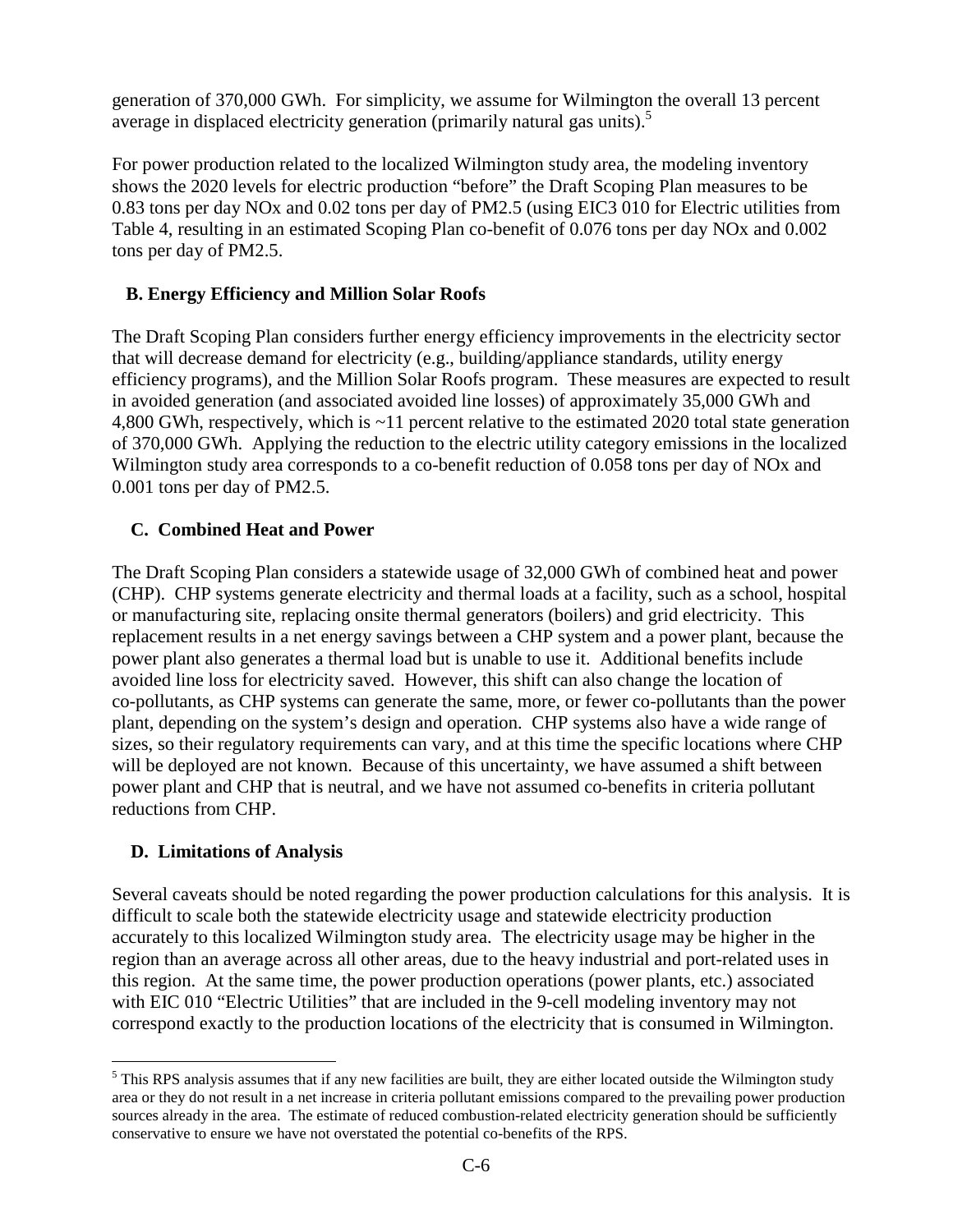generation of 370,000 GWh. For simplicity, we assume for Wilmington the overall 13 percent average in displaced electricity generation (primarily natural gas units).[5]

For power production related to the localized Wilmington study area, the modeling inventory shows the 2020 levels for electric production "before" the Draft Scoping Plan measures to be 0.83 tons per day NOx and 0.02 tons per day of PM2.5 (using EIC3 010 for Electric utilities from Table 4, resulting in an estimated Scoping Plan co-benefit of 0.076 tons per day NOx and 0.002 tons per day of PM2.5.

## B. Energy Efficiency and Million Solar Roofs

The Draft Scoping Plan considers further energy efficiency improvements in the electricity sector that will decrease demand for electricity (e.g., building/appliance standards, utility energy efficiency programs), and the Million Solar Roofs program. These measures are expected to result in avoided generation (and associated avoided line losses) of approximately 35,000 GWh and 4,800 GWh, respectively, which is ~11 percent relative to the estimated 2020 total state generation of 370,000 GWh. Applying the reduction to the electric utility category emissions in the localized Wilmington study area corresponds to a co-benefit reduction of 0.058 tons per day of NOx and 0.001 tons per day of PM2.5.

## C. Combined Heat and Power

The Draft Scoping Plan considers a statewide usage of 32,000 GWh of combined heat and power (CHP). CHP systems generate electricity and thermal loads at a facility, such as a school, hospital or manufacturing site, replacing onsite thermal generators (boilers) and grid electricity. This replacement results in a net energy savings between a CHP system and a power plant, because the power plant also generates a thermal load but is unable to use it. Additional benefits include avoided line loss for electricity saved. However, this shift can also change the location of co-pollutants, as CHP systems can generate the same, more, or fewer co-pollutants than the power plant, depending on the system's design and operation. CHP systems also have a wide range of sizes, so their regulatory requirements can vary, and at this time the specific locations where CHP will be deployed are not known. Because of this uncertainty, we have assumed a shift between power plant and CHP that is neutral, and we have not assumed co-benefits in criteria pollutant reductions from CHP.

## D. Limitations of Analysis

Several caveats should be noted regarding the power production calculations for this analysis. It is difficult to scale both the statewide electricity usage and statewide electricity production accurately to this localized Wilmington study area. The electricity usage may be higher in the region than an average across all other areas, due to the heavy industrial and port-related uses in this region. At the same time, the power production operations (power plants, etc.) associated with EIC 010 "Electric Utilities" that are included in the 9-cell modeling inventory may not correspond exactly to the production locations of the electricity that is consumed in Wilmington.

---

[5] This RPS analysis assumes that if any new facilities are built, they are either located outside the Wilmington study area or they do not result in a net increase in criteria pollutant emissions compared to the prevailing power production sources already in the area. The estimate of reduced combustion-related electricity generation should be sufficiently conservative to ensure we have not overstated the potential co-benefits of the RPS.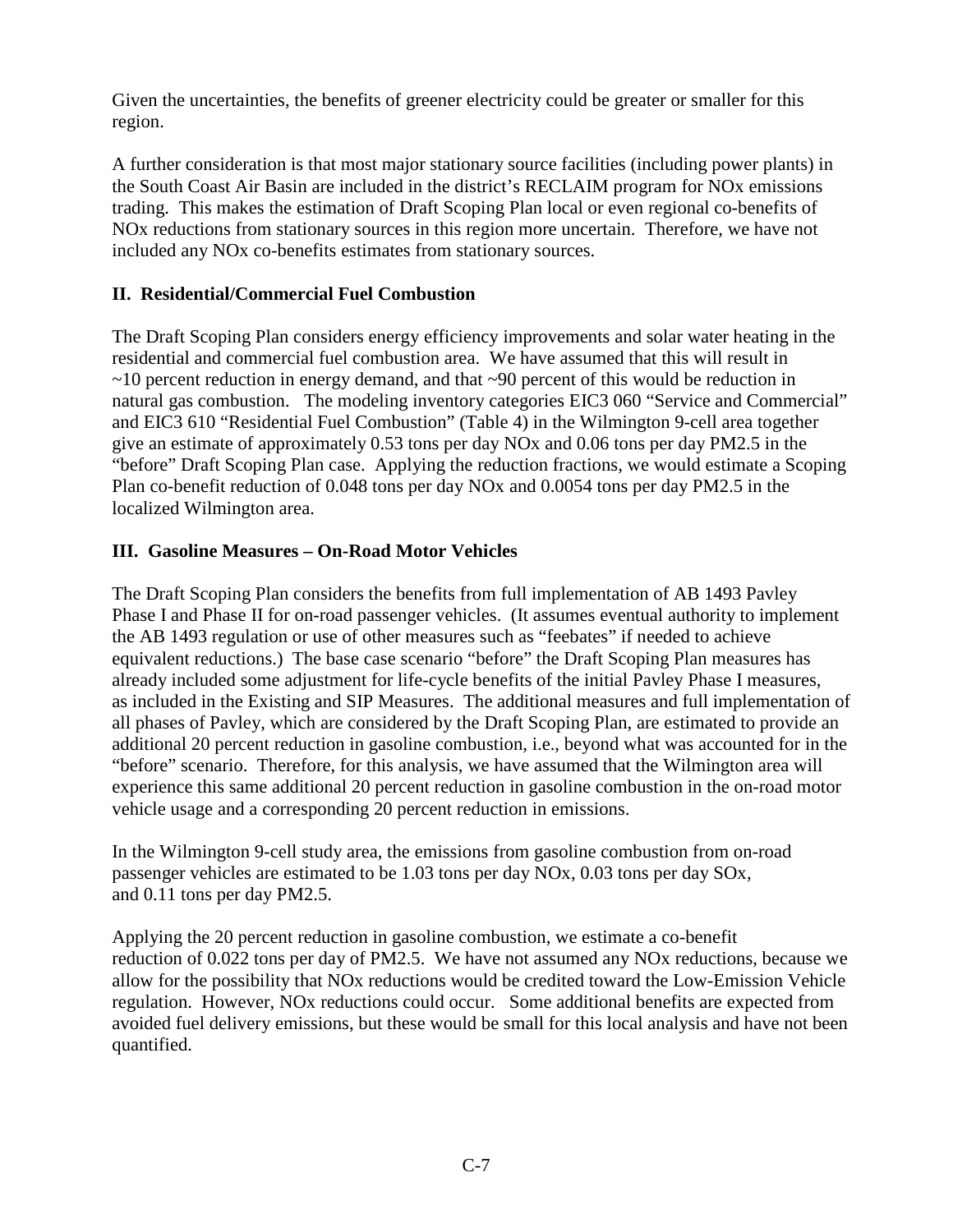Given the uncertainties, the benefits of greener electricity could be greater or smaller for this region.

A further consideration is that most major stationary source facilities (including power plants) in the South Coast Air Basin are included in the district's RECLAIM program for NOx emissions trading. This makes the estimation of Draft Scoping Plan local or even regional co-benefits of NOx reductions from stationary sources in this region more uncertain. Therefore, we have not included any NOx co-benefits estimates from stationary sources.

## II. Residential/Commercial Fuel Combustion

The Draft Scoping Plan considers energy efficiency improvements and solar water heating in the residential and commercial fuel combustion area. We have assumed that this will result in ~10 percent reduction in energy demand, and that ~90 percent of this would be reduction in natural gas combustion. The modeling inventory categories EIC3 060 "Service and Commercial" and EIC3 610 "Residential Fuel Combustion" (Table 4) in the Wilmington 9-cell area together give an estimate of approximately 0.53 tons per day NOx and 0.06 tons per day PM2.5 in the "before" Draft Scoping Plan case. Applying the reduction fractions, we would estimate a Scoping Plan co-benefit reduction of 0.048 tons per day NOx and 0.0054 tons per day PM2.5 in the localized Wilmington area.

## III. Gasoline Measures – On-Road Motor Vehicles

The Draft Scoping Plan considers the benefits from full implementation of AB 1493 Pavley Phase I and Phase II for on-road passenger vehicles. (It assumes eventual authority to implement the AB 1493 regulation or use of other measures such as "feebates" if needed to achieve equivalent reductions.) The base case scenario "before" the Draft Scoping Plan measures has already included some adjustment for life-cycle benefits of the initial Pavley Phase I measures, as included in the Existing and SIP Measures. The additional measures and full implementation of all phases of Pavley, which are considered by the Draft Scoping Plan, are estimated to provide an additional 20 percent reduction in gasoline combustion, i.e., beyond what was accounted for in the "before" scenario. Therefore, for this analysis, we have assumed that the Wilmington area will experience this same additional 20 percent reduction in gasoline combustion in the on-road motor vehicle usage and a corresponding 20 percent reduction in emissions.

In the Wilmington 9-cell study area, the emissions from gasoline combustion from on-road passenger vehicles are estimated to be 1.03 tons per day NOx, 0.03 tons per day SOx, and 0.11 tons per day PM2.5.

Applying the 20 percent reduction in gasoline combustion, we estimate a co-benefit reduction of 0.022 tons per day of PM2.5. We have not assumed any NOx reductions, because we allow for the possibility that NOx reductions would be credited toward the Low-Emission Vehicle regulation. However, NOx reductions could occur. Some additional benefits are expected from avoided fuel delivery emissions, but these would be small for this local analysis and have not been quantified.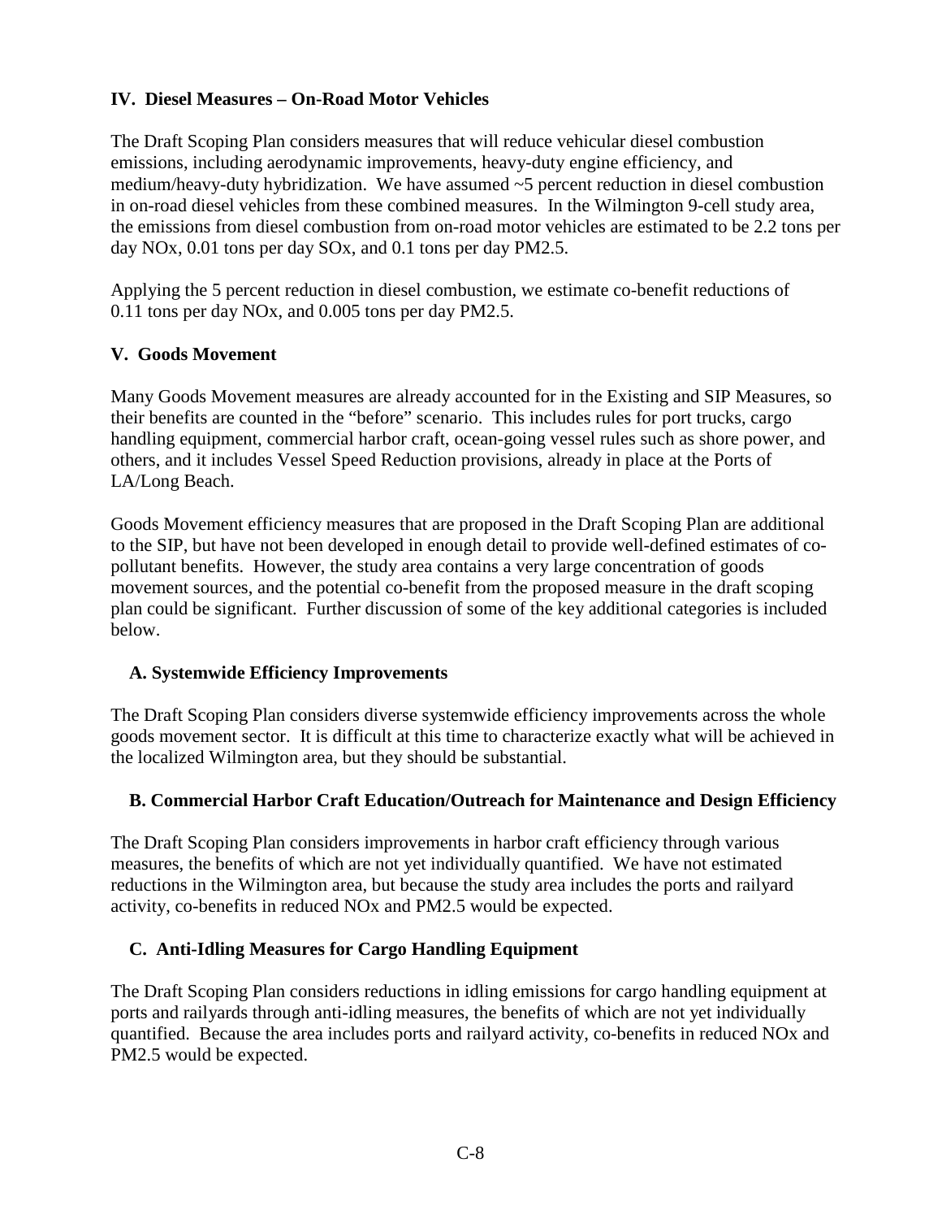## IV. Diesel Measures – On-Road Motor Vehicles

The Draft Scoping Plan considers measures that will reduce vehicular diesel combustion emissions, including aerodynamic improvements, heavy-duty engine efficiency, and medium/heavy-duty hybridization. We have assumed ~5 percent reduction in diesel combustion in on-road diesel vehicles from these combined measures. In the Wilmington 9-cell study area, the emissions from diesel combustion from on-road motor vehicles are estimated to be 2.2 tons per day NOx, 0.01 tons per day SOx, and 0.1 tons per day PM2.5.

Applying the 5 percent reduction in diesel combustion, we estimate co-benefit reductions of 0.11 tons per day NOx, and 0.005 tons per day PM2.5.

## V. Goods Movement

Many Goods Movement measures are already accounted for in the Existing and SIP Measures, so their benefits are counted in the "before" scenario. This includes rules for port trucks, cargo handling equipment, commercial harbor craft, ocean-going vessel rules such as shore power, and others, and it includes Vessel Speed Reduction provisions, already in place at the Ports of LA/Long Beach.

Goods Movement efficiency measures that are proposed in the Draft Scoping Plan are additional to the SIP, but have not been developed in enough detail to provide well-defined estimates of co-pollutant benefits. However, the study area contains a very large concentration of goods movement sources, and the potential co-benefit from the proposed measure in the draft scoping plan could be significant. Further discussion of some of the key additional categories is included below.

### A. Systemwide Efficiency Improvements

The Draft Scoping Plan considers diverse systemwide efficiency improvements across the whole goods movement sector. It is difficult at this time to characterize exactly what will be achieved in the localized Wilmington area, but they should be substantial.

### B. Commercial Harbor Craft Education/Outreach for Maintenance and Design Efficiency

The Draft Scoping Plan considers improvements in harbor craft efficiency through various measures, the benefits of which are not yet individually quantified. We have not estimated reductions in the Wilmington area, but because the study area includes the ports and railyard activity, co-benefits in reduced NOx and PM2.5 would be expected.

### C. Anti-Idling Measures for Cargo Handling Equipment

The Draft Scoping Plan considers reductions in idling emissions for cargo handling equipment at ports and railyards through anti-idling measures, the benefits of which are not yet individually quantified. Because the area includes ports and railyard activity, co-benefits in reduced NOx and PM2.5 would be expected.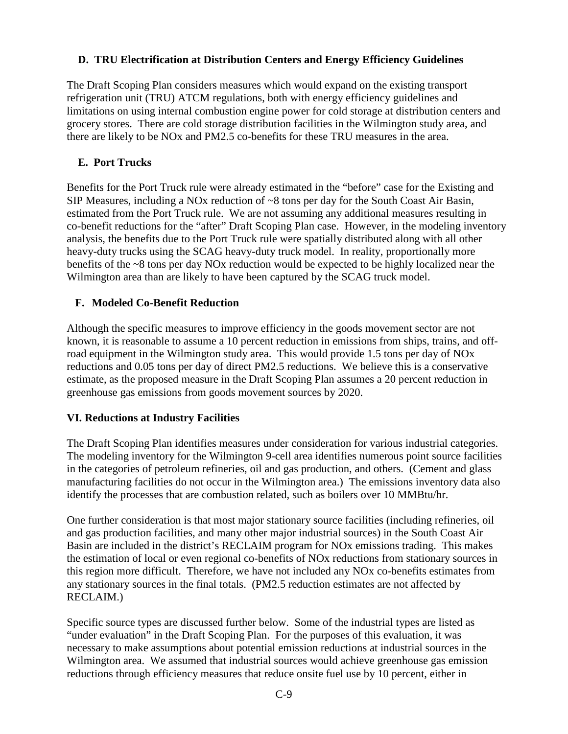### D. TRU Electrification at Distribution Centers and Energy Efficiency Guidelines

The Draft Scoping Plan considers measures which would expand on the existing transport refrigeration unit (TRU) ATCM regulations, both with energy efficiency guidelines and limitations on using internal combustion engine power for cold storage at distribution centers and grocery stores. There are cold storage distribution facilities in the Wilmington study area, and there are likely to be NOx and PM2.5 co-benefits for these TRU measures in the area.

### E. Port Trucks

Benefits for the Port Truck rule were already estimated in the "before" case for the Existing and SIP Measures, including a NOx reduction of ~8 tons per day for the South Coast Air Basin, estimated from the Port Truck rule. We are not assuming any additional measures resulting in co-benefit reductions for the "after" Draft Scoping Plan case. However, in the modeling inventory analysis, the benefits due to the Port Truck rule were spatially distributed along with all other heavy-duty trucks using the SCAG heavy-duty truck model. In reality, proportionally more benefits of the ~8 tons per day NOx reduction would be expected to be highly localized near the Wilmington area than are likely to have been captured by the SCAG truck model.

### F. Modeled Co-Benefit Reduction

Although the specific measures to improve efficiency in the goods movement sector are not known, it is reasonable to assume a 10 percent reduction in emissions from ships, trains, and off-road equipment in the Wilmington study area. This would provide 1.5 tons per day of NOx reductions and 0.05 tons per day of direct PM2.5 reductions. We believe this is a conservative estimate, as the proposed measure in the Draft Scoping Plan assumes a 20 percent reduction in greenhouse gas emissions from goods movement sources by 2020.

## VI. Reductions at Industry Facilities

The Draft Scoping Plan identifies measures under consideration for various industrial categories. The modeling inventory for the Wilmington 9-cell area identifies numerous point source facilities in the categories of petroleum refineries, oil and gas production, and others. (Cement and glass manufacturing facilities do not occur in the Wilmington area.) The emissions inventory data also identify the processes that are combustion related, such as boilers over 10 MMBtu/hr.

One further consideration is that most major stationary source facilities (including refineries, oil and gas production facilities, and many other major industrial sources) in the South Coast Air Basin are included in the district's RECLAIM program for NOx emissions trading. This makes the estimation of local or even regional co-benefits of NOx reductions from stationary sources in this region more difficult. Therefore, we have not included any NOx co-benefits estimates from any stationary sources in the final totals. (PM2.5 reduction estimates are not affected by RECLAIM.)

Specific source types are discussed further below. Some of the industrial types are listed as "under evaluation" in the Draft Scoping Plan. For the purposes of this evaluation, it was necessary to make assumptions about potential emission reductions at industrial sources in the Wilmington area. We assumed that industrial sources would achieve greenhouse gas emission reductions through efficiency measures that reduce onsite fuel use by 10 percent, either in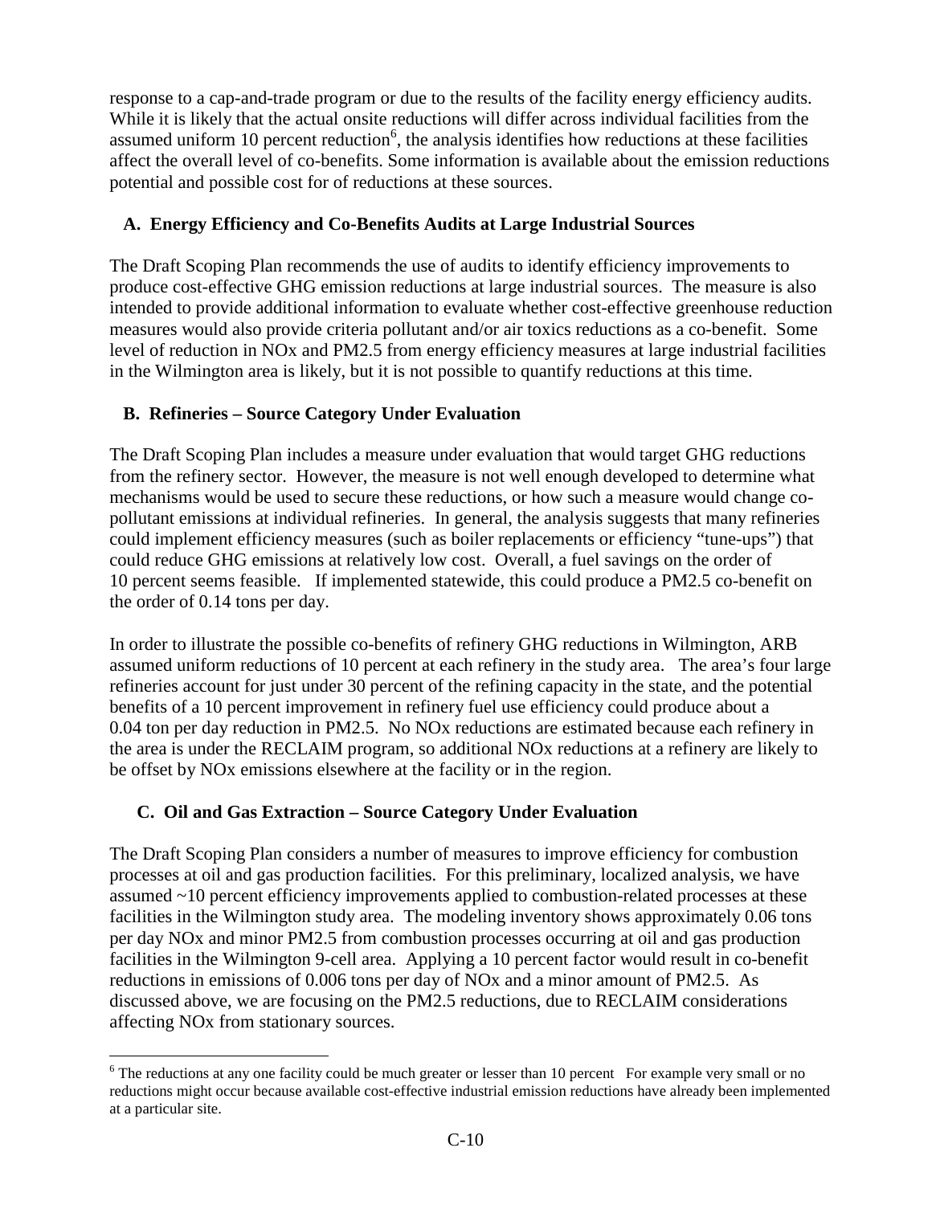response to a cap-and-trade program or due to the results of the facility energy efficiency audits. While it is likely that the actual onsite reductions will differ across individual facilities from the assumed uniform 10 percent reduction[6], the analysis identifies how reductions at these facilities affect the overall level of co-benefits. Some information is available about the emission reductions potential and possible cost for of reductions at these sources.

### A. Energy Efficiency and Co-Benefits Audits at Large Industrial Sources

The Draft Scoping Plan recommends the use of audits to identify efficiency improvements to produce cost-effective GHG emission reductions at large industrial sources. The measure is also intended to provide additional information to evaluate whether cost-effective greenhouse reduction measures would also provide criteria pollutant and/or air toxics reductions as a co-benefit. Some level of reduction in NOx and PM2.5 from energy efficiency measures at large industrial facilities in the Wilmington area is likely, but it is not possible to quantify reductions at this time.

### B. Refineries – Source Category Under Evaluation

The Draft Scoping Plan includes a measure under evaluation that would target GHG reductions from the refinery sector. However, the measure is not well enough developed to determine what mechanisms would be used to secure these reductions, or how such a measure would change co-pollutant emissions at individual refineries. In general, the analysis suggests that many refineries could implement efficiency measures (such as boiler replacements or efficiency "tune-ups") that could reduce GHG emissions at relatively low cost. Overall, a fuel savings on the order of 10 percent seems feasible. If implemented statewide, this could produce a PM2.5 co-benefit on the order of 0.14 tons per day.

In order to illustrate the possible co-benefits of refinery GHG reductions in Wilmington, ARB assumed uniform reductions of 10 percent at each refinery in the study area. The area's four large refineries account for just under 30 percent of the refining capacity in the state, and the potential benefits of a 10 percent improvement in refinery fuel use efficiency could produce about a 0.04 ton per day reduction in PM2.5. No NOx reductions are estimated because each refinery in the area is under the RECLAIM program, so additional NOx reductions at a refinery are likely to be offset by NOx emissions elsewhere at the facility or in the region.

### C. Oil and Gas Extraction – Source Category Under Evaluation

The Draft Scoping Plan considers a number of measures to improve efficiency for combustion processes at oil and gas production facilities. For this preliminary, localized analysis, we have assumed ~10 percent efficiency improvements applied to combustion-related processes at these facilities in the Wilmington study area. The modeling inventory shows approximately 0.06 tons per day NOx and minor PM2.5 from combustion processes occurring at oil and gas production facilities in the Wilmington 9-cell area. Applying a 10 percent factor would result in co-benefit reductions in emissions of 0.006 tons per day of NOx and a minor amount of PM2.5. As discussed above, we are focusing on the PM2.5 reductions, due to RECLAIM considerations affecting NOx from stationary sources.

---

[6] The reductions at any one facility could be much greater or lesser than 10 percent For example very small or no reductions might occur because available cost-effective industrial emission reductions have already been implemented at a particular site.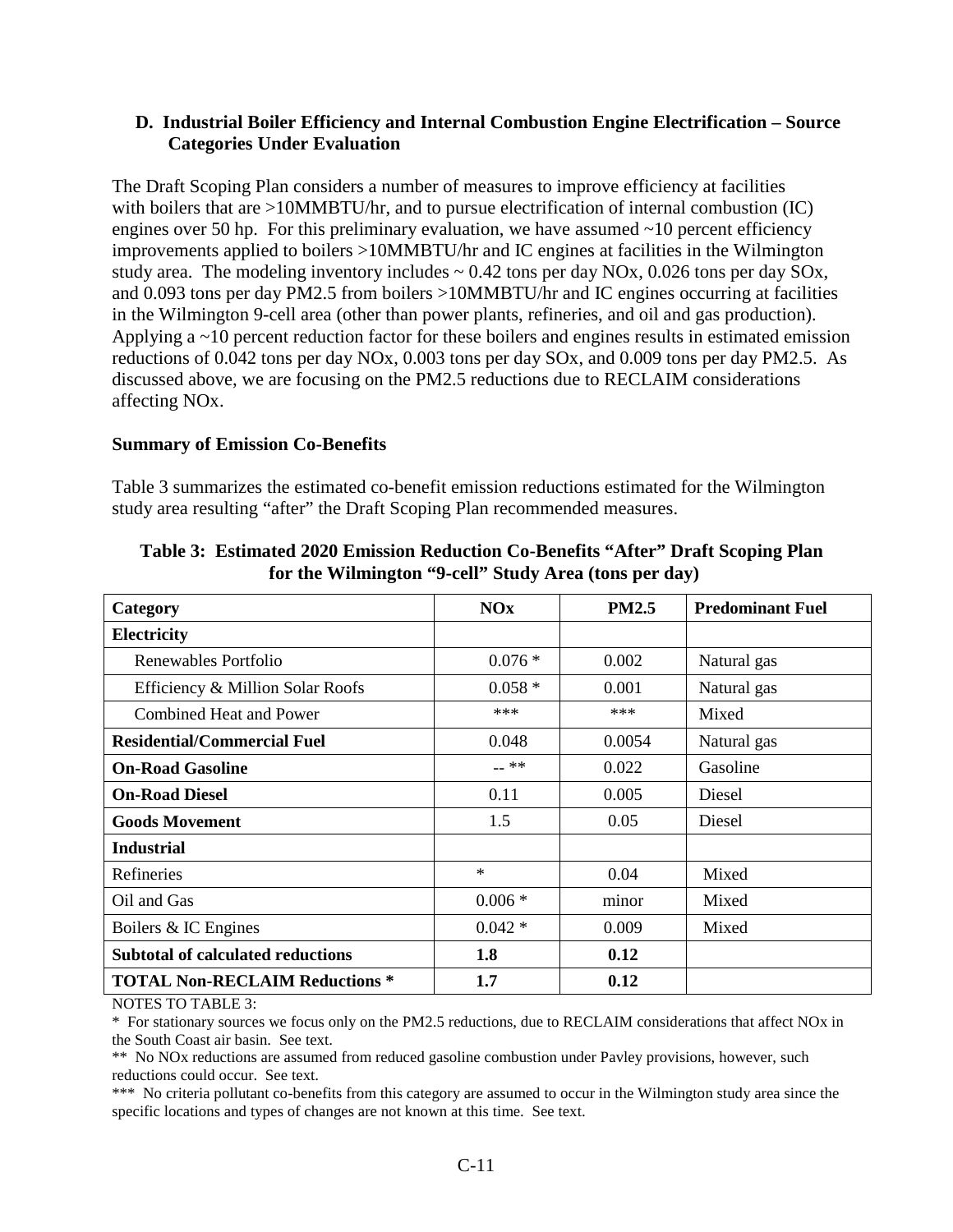### D. Industrial Boiler Efficiency and Internal Combustion Engine Electrification – Source Categories Under Evaluation

The Draft Scoping Plan considers a number of measures to improve efficiency at facilities with boilers that are >10MMBTU/hr, and to pursue electrification of internal combustion (IC) engines over 50 hp. For this preliminary evaluation, we have assumed ~10 percent efficiency improvements applied to boilers >10MMBTU/hr and IC engines at facilities in the Wilmington study area. The modeling inventory includes ~ 0.42 tons per day NOx, 0.026 tons per day SOx, and 0.093 tons per day PM2.5 from boilers >10MMBTU/hr and IC engines occurring at facilities in the Wilmington 9-cell area (other than power plants, refineries, and oil and gas production). Applying a ~10 percent reduction factor for these boilers and engines results in estimated emission reductions of 0.042 tons per day NOx, 0.003 tons per day SOx, and 0.009 tons per day PM2.5. As discussed above, we are focusing on the PM2.5 reductions due to RECLAIM considerations affecting NOx.

**Summary of Emission Co-Benefits**

Table 3 summarizes the estimated co-benefit emission reductions estimated for the Wilmington study area resulting "after" the Draft Scoping Plan recommended measures.

**Table 3: Estimated 2020 Emission Reduction Co-Benefits "After" Draft Scoping Plan for the Wilmington "9-cell" Study Area (tons per day)**

| Category | NOx | PM2.5 | Predominant Fuel |
|---|---|---|---|
| **Electricity** | | | |
| Renewables Portfolio | 0.076 * | 0.002 | Natural gas |
| Efficiency & Million Solar Roofs | 0.058 * | 0.001 | Natural gas |
| Combined Heat and Power | *** | *** | Mixed |
| **Residential/Commercial Fuel** | 0.048 | 0.0054 | Natural gas |
| **On-Road Gasoline** | -- ** | 0.022 | Gasoline |
| **On-Road Diesel** | 0.11 | 0.005 | Diesel |
| **Goods Movement** | 1.5 | 0.05 | Diesel |
| **Industrial** | | | |
| Refineries | * | 0.04 | Mixed |
| Oil and Gas | 0.006 * | minor | Mixed |
| Boilers & IC Engines | 0.042 * | 0.009 | Mixed |
| **Subtotal of calculated reductions** | **1.8** | **0.12** | |
| **TOTAL Non-RECLAIM Reductions *** | **1.7** | **0.12** | |

NOTES TO TABLE 3:

\* For stationary sources we focus only on the PM2.5 reductions, due to RECLAIM considerations that affect NOx in the South Coast air basin. See text.

\*\* No NOx reductions are assumed from reduced gasoline combustion under Pavley provisions, however, such reductions could occur. See text.

\*\*\* No criteria pollutant co-benefits from this category are assumed to occur in the Wilmington study area since the specific locations and types of changes are not known at this time. See text.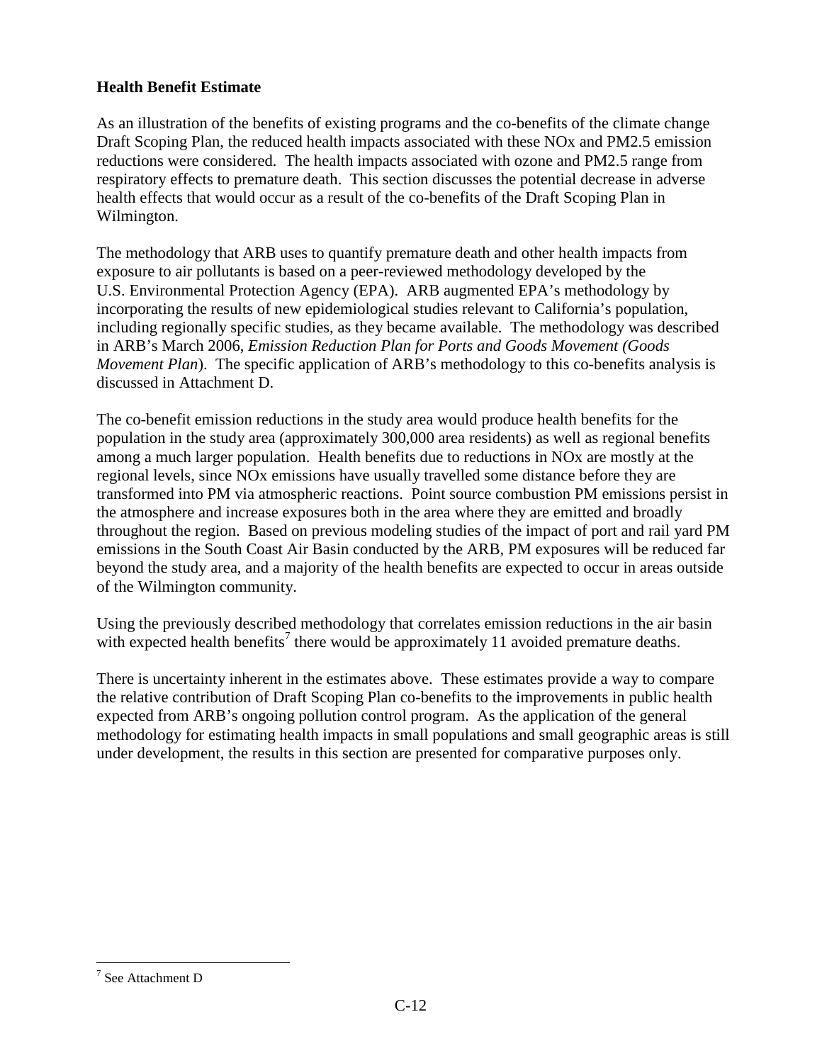**Health Benefit Estimate**

As an illustration of the benefits of existing programs and the co-benefits of the climate change Draft Scoping Plan, the reduced health impacts associated with these NOx and PM2.5 emission reductions were considered. The health impacts associated with ozone and PM2.5 range from respiratory effects to premature death. This section discusses the potential decrease in adverse health effects that would occur as a result of the co-benefits of the Draft Scoping Plan in Wilmington.

The methodology that ARB uses to quantify premature death and other health impacts from exposure to air pollutants is based on a peer-reviewed methodology developed by the U.S. Environmental Protection Agency (EPA). ARB augmented EPA's methodology by incorporating the results of new epidemiological studies relevant to California's population, including regionally specific studies, as they became available. The methodology was described in ARB's March 2006, *Emission Reduction Plan for Ports and Goods Movement (Goods Movement Plan*). The specific application of ARB's methodology to this co-benefits analysis is discussed in Attachment D.

The co-benefit emission reductions in the study area would produce health benefits for the population in the study area (approximately 300,000 area residents) as well as regional benefits among a much larger population. Health benefits due to reductions in NOx are mostly at the regional levels, since NOx emissions have usually travelled some distance before they are transformed into PM via atmospheric reactions. Point source combustion PM emissions persist in the atmosphere and increase exposures both in the area where they are emitted and broadly throughout the region. Based on previous modeling studies of the impact of port and rail yard PM emissions in the South Coast Air Basin conducted by the ARB, PM exposures will be reduced far beyond the study area, and a majority of the health benefits are expected to occur in areas outside of the Wilmington community.

Using the previously described methodology that correlates emission reductions in the air basin with expected health benefits[7] there would be approximately 11 avoided premature deaths.

There is uncertainty inherent in the estimates above. These estimates provide a way to compare the relative contribution of Draft Scoping Plan co-benefits to the improvements in public health expected from ARB's ongoing pollution control program. As the application of the general methodology for estimating health impacts in small populations and small geographic areas is still under development, the results in this section are presented for comparative purposes only.

---

[7] See Attachment D